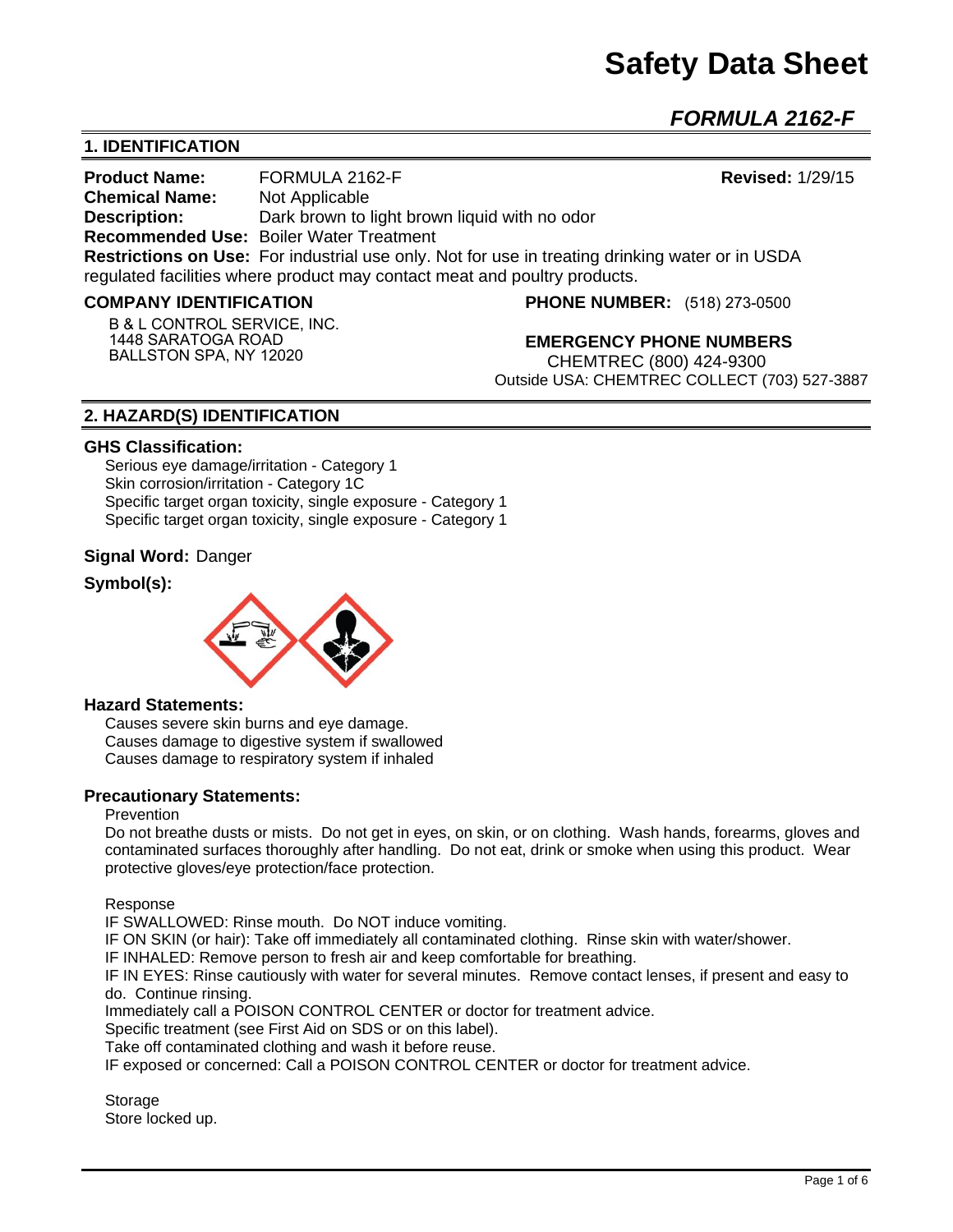# Safety Data Sheet

## *FORMULA 2162-F*

## 1. IDENTIFICATION

**Product Name:** FORMULA 2162-F **Revised:** 1/29/15
**Chemical Name:** Not Applicable
**Description:** Dark brown to light brown liquid with no odor
**Recommended Use:** Boiler Water Treatment
**Restrictions on Use:** For industrial use only. Not for use in treating drinking water or in USDA regulated facilities where product may contact meat and poultry products.

**COMPANY IDENTIFICATION**

B & L CONTROL SERVICE, INC.
1448 SARATOGA ROAD
BALLSTON SPA, NY 12020

**PHONE NUMBER:** (518) 273-0500

**EMERGENCY PHONE NUMBERS**
CHEMTREC (800) 424-9300
Outside USA: CHEMTREC COLLECT (703) 527-3887

## 2. HAZARD(S) IDENTIFICATION

### GHS Classification:

Serious eye damage/irritation - Category 1
Skin corrosion/irritation - Category 1C
Specific target organ toxicity, single exposure - Category 1
Specific target organ toxicity, single exposure - Category 1

**Signal Word:** Danger

**Symbol(s):**

### Hazard Statements:

Causes severe skin burns and eye damage.
Causes damage to digestive system if swallowed
Causes damage to respiratory system if inhaled

### Precautionary Statements:

Prevention

Do not breathe dusts or mists. Do not get in eyes, on skin, or on clothing. Wash hands, forearms, gloves and contaminated surfaces thoroughly after handling. Do not eat, drink or smoke when using this product. Wear protective gloves/eye protection/face protection.

Response

IF SWALLOWED: Rinse mouth. Do NOT induce vomiting.
IF ON SKIN (or hair): Take off immediately all contaminated clothing. Rinse skin with water/shower.
IF INHALED: Remove person to fresh air and keep comfortable for breathing.
IF IN EYES: Rinse cautiously with water for several minutes. Remove contact lenses, if present and easy to do. Continue rinsing.
Immediately call a POISON CONTROL CENTER or doctor for treatment advice.
Specific treatment (see First Aid on SDS or on this label).
Take off contaminated clothing and wash it before reuse.
IF exposed or concerned: Call a POISON CONTROL CENTER or doctor for treatment advice.

Storage
Store locked up.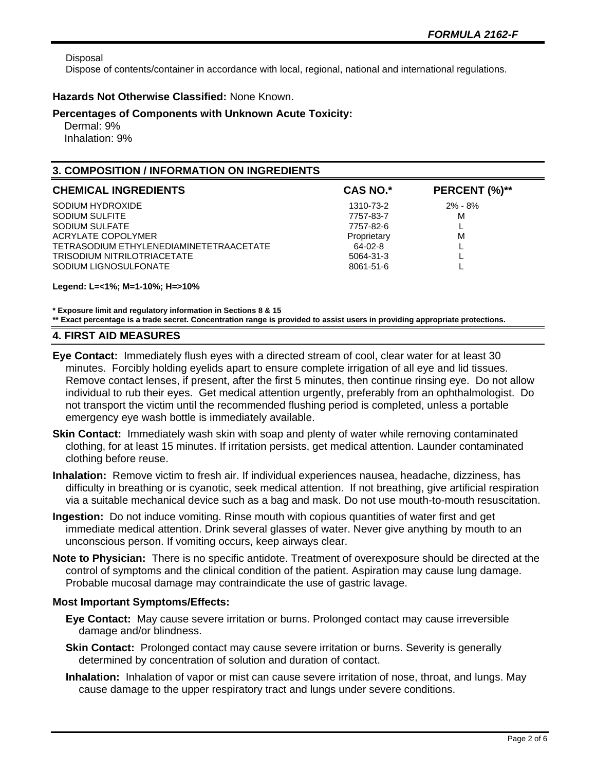Disposal

Dispose of contents/container in accordance with local, regional, national and international regulations.

**Hazards Not Otherwise Classified:** None Known.

**Percentages of Components with Unknown Acute Toxicity:**

Dermal: 9%
Inhalation: 9%

## 3. COMPOSITION / INFORMATION ON INGREDIENTS

| CHEMICAL INGREDIENTS | CAS NO.* | PERCENT (%)** |
|---|---|---|
| SODIUM HYDROXIDE | 1310-73-2 | 2% - 8% |
| SODIUM SULFITE | 7757-83-7 | M |
| SODIUM SULFATE | 7757-82-6 | L |
| ACRYLATE COPOLYMER | Proprietary | M |
| TETRASODIUM ETHYLENEDIAMINETETRAACETATE | 64-02-8 | L |
| TRISODIUM NITRILOTRIACETATE | 5064-31-3 | L |
| SODIUM LIGNOSULFONATE | 8061-51-6 | L |

**Legend: L=<1%; M=1-10%; H=>10%**

**\* Exposure limit and regulatory information in Sections 8 & 15**

**\*\* Exact percentage is a trade secret. Concentration range is provided to assist users in providing appropriate protections.**

## 4. FIRST AID MEASURES

**Eye Contact:** Immediately flush eyes with a directed stream of cool, clear water for at least 30 minutes. Forcibly holding eyelids apart to ensure complete irrigation of all eye and lid tissues. Remove contact lenses, if present, after the first 5 minutes, then continue rinsing eye. Do not allow individual to rub their eyes. Get medical attention urgently, preferably from an ophthalmologist. Do not transport the victim until the recommended flushing period is completed, unless a portable emergency eye wash bottle is immediately available.

**Skin Contact:** Immediately wash skin with soap and plenty of water while removing contaminated clothing, for at least 15 minutes. If irritation persists, get medical attention. Launder contaminated clothing before reuse.

**Inhalation:** Remove victim to fresh air. If individual experiences nausea, headache, dizziness, has difficulty in breathing or is cyanotic, seek medical attention. If not breathing, give artificial respiration via a suitable mechanical device such as a bag and mask. Do not use mouth-to-mouth resuscitation.

**Ingestion:** Do not induce vomiting. Rinse mouth with copious quantities of water first and get immediate medical attention. Drink several glasses of water. Never give anything by mouth to an unconscious person. If vomiting occurs, keep airways clear.

**Note to Physician:** There is no specific antidote. Treatment of overexposure should be directed at the control of symptoms and the clinical condition of the patient. Aspiration may cause lung damage. Probable mucosal damage may contraindicate the use of gastric lavage.

**Most Important Symptoms/Effects:**

**Eye Contact:** May cause severe irritation or burns. Prolonged contact may cause irreversible damage and/or blindness.

**Skin Contact:** Prolonged contact may cause severe irritation or burns. Severity is generally determined by concentration of solution and duration of contact.

**Inhalation:** Inhalation of vapor or mist can cause severe irritation of nose, throat, and lungs. May cause damage to the upper respiratory tract and lungs under severe conditions.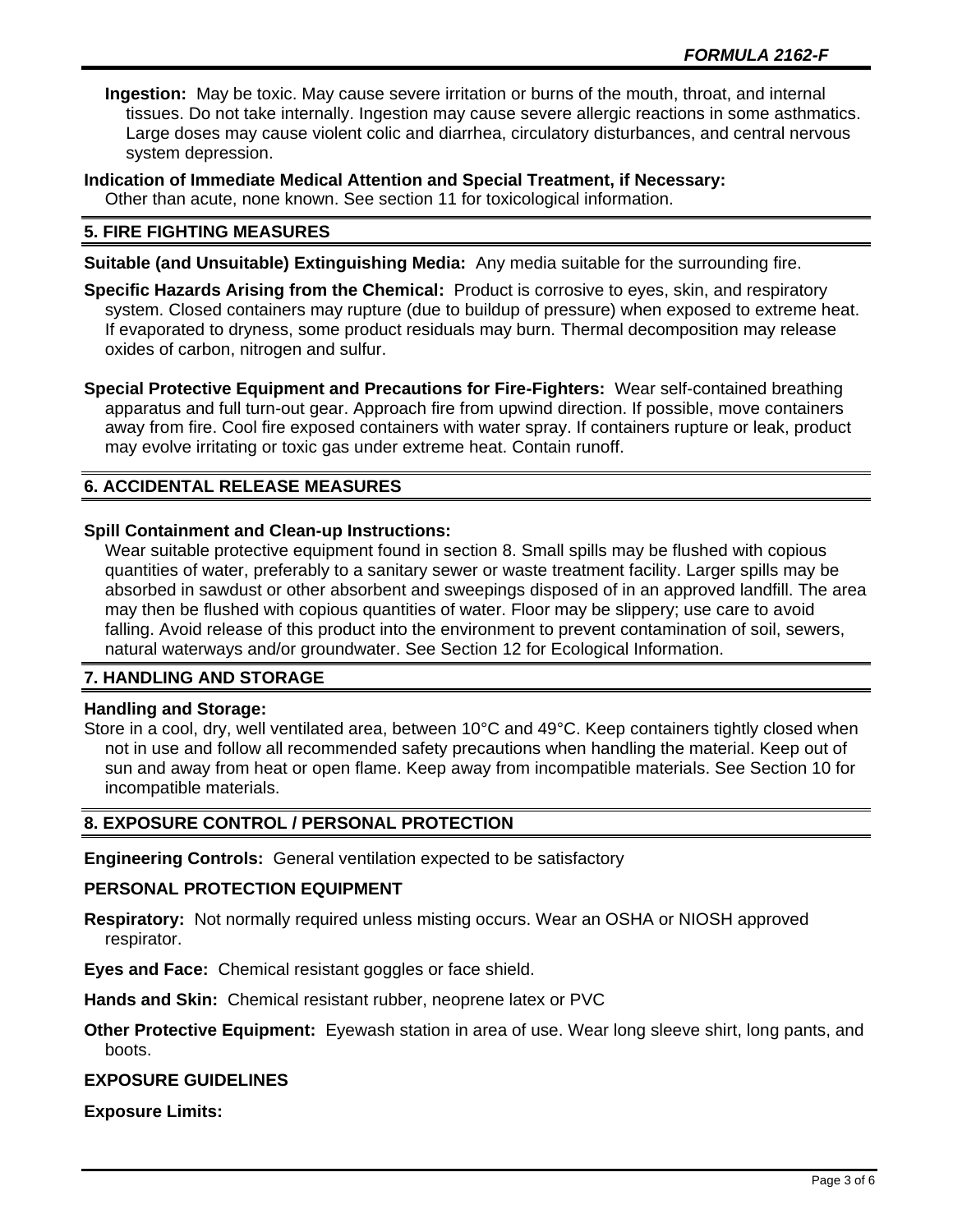**Ingestion:** May be toxic. May cause severe irritation or burns of the mouth, throat, and internal tissues. Do not take internally. Ingestion may cause severe allergic reactions in some asthmatics. Large doses may cause violent colic and diarrhea, circulatory disturbances, and central nervous system depression.

**Indication of Immediate Medical Attention and Special Treatment, if Necessary:**
Other than acute, none known. See section 11 for toxicological information.

## 5. FIRE FIGHTING MEASURES

**Suitable (and Unsuitable) Extinguishing Media:** Any media suitable for the surrounding fire.

**Specific Hazards Arising from the Chemical:** Product is corrosive to eyes, skin, and respiratory system. Closed containers may rupture (due to buildup of pressure) when exposed to extreme heat. If evaporated to dryness, some product residuals may burn. Thermal decomposition may release oxides of carbon, nitrogen and sulfur.

**Special Protective Equipment and Precautions for Fire-Fighters:** Wear self-contained breathing apparatus and full turn-out gear. Approach fire from upwind direction. If possible, move containers away from fire. Cool fire exposed containers with water spray. If containers rupture or leak, product may evolve irritating or toxic gas under extreme heat. Contain runoff.

## 6. ACCIDENTAL RELEASE MEASURES

**Spill Containment and Clean-up Instructions:**
Wear suitable protective equipment found in section 8. Small spills may be flushed with copious quantities of water, preferably to a sanitary sewer or waste treatment facility. Larger spills may be absorbed in sawdust or other absorbent and sweepings disposed of in an approved landfill. The area may then be flushed with copious quantities of water. Floor may be slippery; use care to avoid falling. Avoid release of this product into the environment to prevent contamination of soil, sewers, natural waterways and/or groundwater. See Section 12 for Ecological Information.

## 7. HANDLING AND STORAGE

**Handling and Storage:**
Store in a cool, dry, well ventilated area, between 10°C and 49°C. Keep containers tightly closed when not in use and follow all recommended safety precautions when handling the material. Keep out of sun and away from heat or open flame. Keep away from incompatible materials. See Section 10 for incompatible materials.

## 8. EXPOSURE CONTROL / PERSONAL PROTECTION

**Engineering Controls:** General ventilation expected to be satisfactory

### PERSONAL PROTECTION EQUIPMENT

**Respiratory:** Not normally required unless misting occurs. Wear an OSHA or NIOSH approved respirator.

**Eyes and Face:** Chemical resistant goggles or face shield.

**Hands and Skin:** Chemical resistant rubber, neoprene latex or PVC

**Other Protective Equipment:** Eyewash station in area of use. Wear long sleeve shirt, long pants, and boots.

### EXPOSURE GUIDELINES

**Exposure Limits:**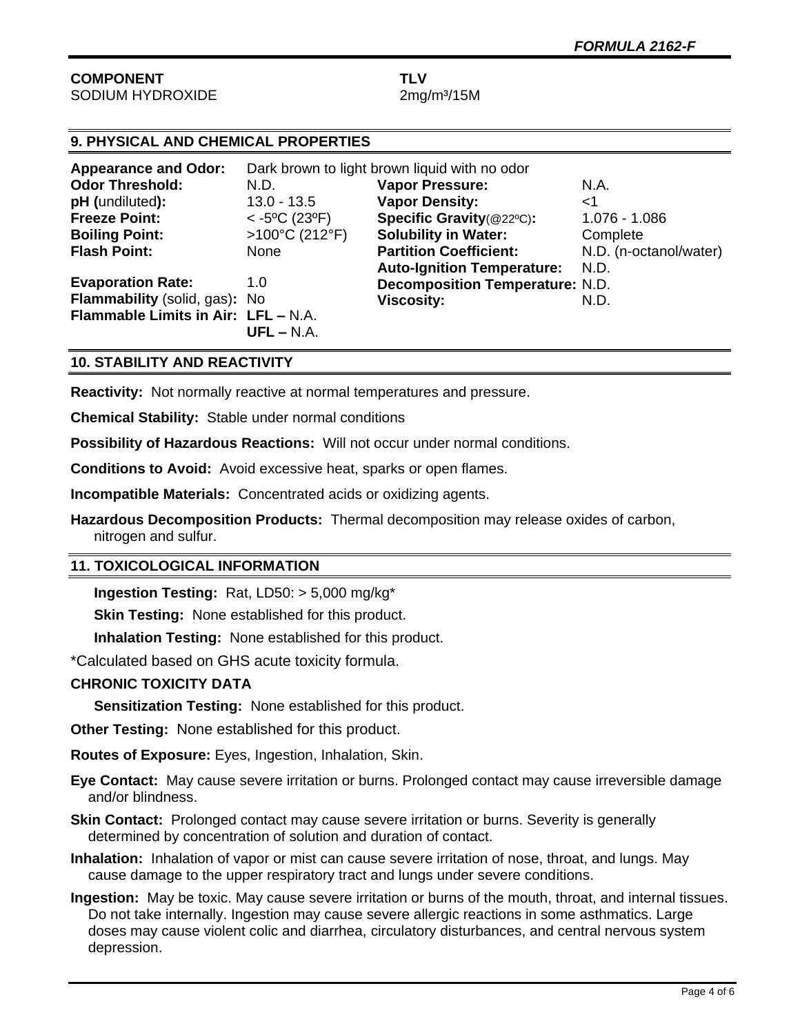| COMPONENT | TLV |
|---|---|
| SODIUM HYDROXIDE | 2mg/m³/15M |

## 9. PHYSICAL AND CHEMICAL PROPERTIES

**Appearance and Odor:** Dark brown to light brown liquid with no odor

| | | | |
|---|---|---|---|
| **Odor Threshold:** | N.D. | **Vapor Pressure:** | N.A. |
| **pH (**undiluted**):** | 13.0 - 13.5 | **Vapor Density:** | <1 |
| **Freeze Point:** | < -5ºC (23ºF) | **Specific Gravity**(@22ºC)**:** | 1.076 - 1.086 |
| **Boiling Point:** | >100°C (212°F) | **Solubility in Water:** | Complete |
| **Flash Point:** | None | **Partition Coefficient:** | N.D. (n-octanol/water) |
| | | **Auto-Ignition Temperature:** | N.D. |
| **Evaporation Rate:** | 1.0 | **Decomposition Temperature:** | N.D. |
| **Flammability** (solid, gas)**:** | No | **Viscosity:** | N.D. |
| **Flammable Limits in Air:** | **LFL –** N.A. **UFL –** N.A. | | |

## 10. STABILITY AND REACTIVITY

**Reactivity:** Not normally reactive at normal temperatures and pressure.

**Chemical Stability:** Stable under normal conditions

**Possibility of Hazardous Reactions:** Will not occur under normal conditions.

**Conditions to Avoid:** Avoid excessive heat, sparks or open flames.

**Incompatible Materials:** Concentrated acids or oxidizing agents.

**Hazardous Decomposition Products:** Thermal decomposition may release oxides of carbon, nitrogen and sulfur.

## 11. TOXICOLOGICAL INFORMATION

**Ingestion Testing:** Rat, LD50: > 5,000 mg/kg*

**Skin Testing:** None established for this product.

**Inhalation Testing:** None established for this product.

*Calculated based on GHS acute toxicity formula.

**CHRONIC TOXICITY DATA**

**Sensitization Testing:** None established for this product.

**Other Testing:** None established for this product.

**Routes of Exposure:** Eyes, Ingestion, Inhalation, Skin.

**Eye Contact:** May cause severe irritation or burns. Prolonged contact may cause irreversible damage and/or blindness.

**Skin Contact:** Prolonged contact may cause severe irritation or burns. Severity is generally determined by concentration of solution and duration of contact.

**Inhalation:** Inhalation of vapor or mist can cause severe irritation of nose, throat, and lungs. May cause damage to the upper respiratory tract and lungs under severe conditions.

**Ingestion:** May be toxic. May cause severe irritation or burns of the mouth, throat, and internal tissues. Do not take internally. Ingestion may cause severe allergic reactions in some asthmatics. Large doses may cause violent colic and diarrhea, circulatory disturbances, and central nervous system depression.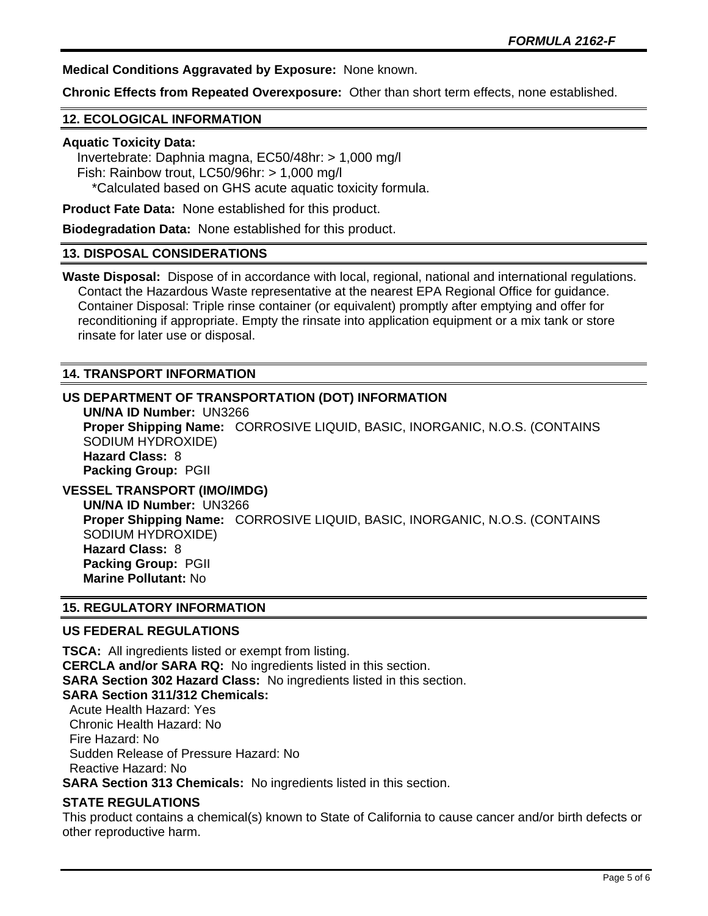**Medical Conditions Aggravated by Exposure:** None known.

**Chronic Effects from Repeated Overexposure:** Other than short term effects, none established.

## 12. ECOLOGICAL INFORMATION

**Aquatic Toxicity Data:**
Invertebrate: Daphnia magna, EC50/48hr: > 1,000 mg/l
Fish: Rainbow trout, LC50/96hr: > 1,000 mg/l
*Calculated based on GHS acute aquatic toxicity formula.

**Product Fate Data:** None established for this product.

**Biodegradation Data:** None established for this product.

## 13. DISPOSAL CONSIDERATIONS

**Waste Disposal:** Dispose of in accordance with local, regional, national and international regulations. Contact the Hazardous Waste representative at the nearest EPA Regional Office for guidance. Container Disposal: Triple rinse container (or equivalent) promptly after emptying and offer for reconditioning if appropriate. Empty the rinsate into application equipment or a mix tank or store rinsate for later use or disposal.

## 14. TRANSPORT INFORMATION

### US DEPARTMENT OF TRANSPORTATION (DOT) INFORMATION

**UN/NA ID Number:** UN3266
**Proper Shipping Name:** CORROSIVE LIQUID, BASIC, INORGANIC, N.O.S. (CONTAINS SODIUM HYDROXIDE)
**Hazard Class:** 8
**Packing Group:** PGII

### VESSEL TRANSPORT (IMO/IMDG)

**UN/NA ID Number:** UN3266
**Proper Shipping Name:** CORROSIVE LIQUID, BASIC, INORGANIC, N.O.S. (CONTAINS SODIUM HYDROXIDE)
**Hazard Class:** 8
**Packing Group:** PGII
**Marine Pollutant:** No

## 15. REGULATORY INFORMATION

### US FEDERAL REGULATIONS

**TSCA:** All ingredients listed or exempt from listing.
**CERCLA and/or SARA RQ:** No ingredients listed in this section.
**SARA Section 302 Hazard Class:** No ingredients listed in this section.
**SARA Section 311/312 Chemicals:**
Acute Health Hazard: Yes
Chronic Health Hazard: No
Fire Hazard: No
Sudden Release of Pressure Hazard: No
Reactive Hazard: No
**SARA Section 313 Chemicals:** No ingredients listed in this section.

### STATE REGULATIONS

This product contains a chemical(s) known to State of California to cause cancer and/or birth defects or other reproductive harm.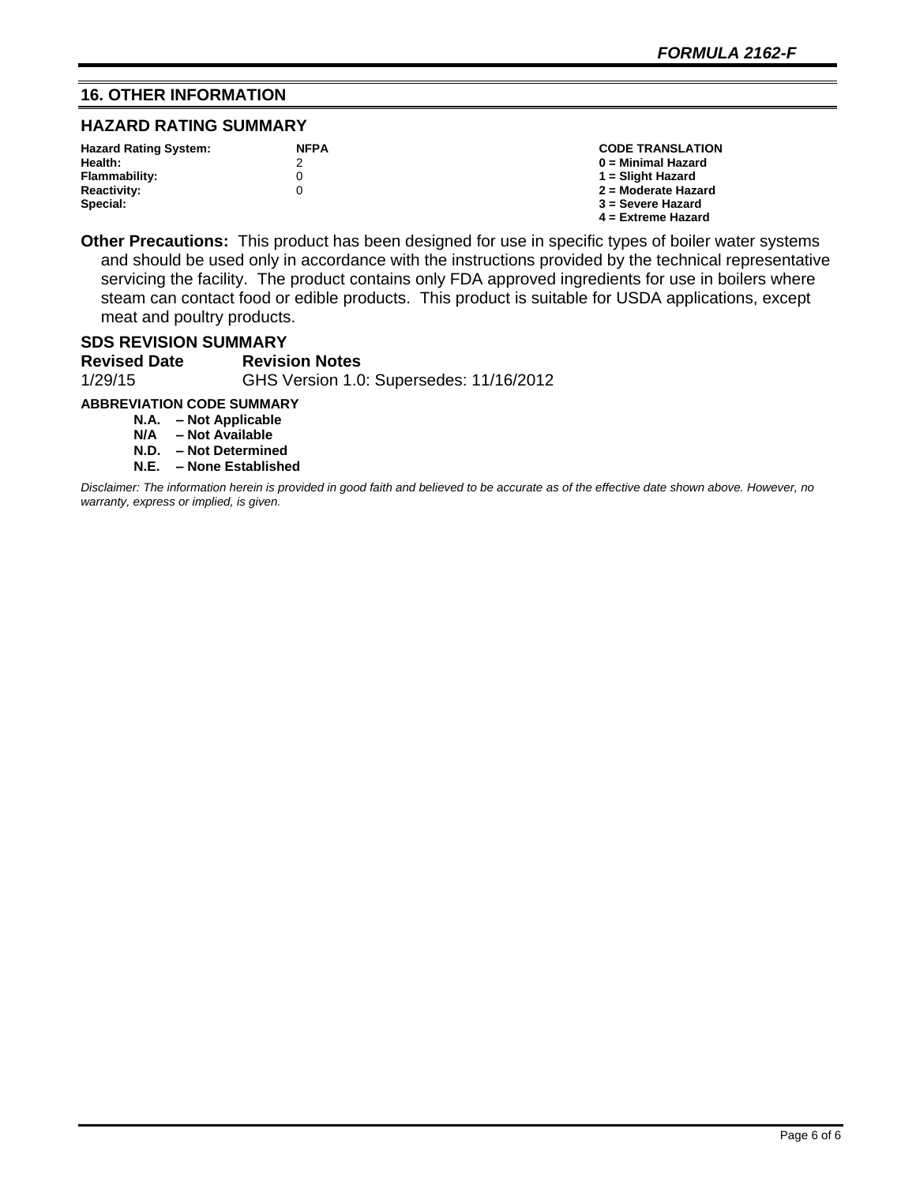## 16. OTHER INFORMATION

### HAZARD RATING SUMMARY

| | | |
|---|---|---|
| **Hazard Rating System:** | **NFPA** | **CODE TRANSLATION** |
| **Health:** | 2 | **0 = Minimal Hazard** |
| **Flammability:** | 0 | **1 = Slight Hazard** |
| **Reactivity:** | 0 | **2 = Moderate Hazard** |
| **Special:** | | **3 = Severe Hazard** |
| | | **4 = Extreme Hazard** |

**Other Precautions:** This product has been designed for use in specific types of boiler water systems and should be used only in accordance with the instructions provided by the technical representative servicing the facility. The product contains only FDA approved ingredients for use in boilers where steam can contact food or edible products. This product is suitable for USDA applications, except meat and poultry products.

### SDS REVISION SUMMARY

| **Revised Date** | **Revision Notes** |
|---|---|
| 1/29/15 | GHS Version 1.0: Supersedes: 11/16/2012 |

**ABBREVIATION CODE SUMMARY**

- **N.A. – Not Applicable**
- **N/A – Not Available**
- **N.D. – Not Determined**
- **N.E. – None Established**

*Disclaimer: The information herein is provided in good faith and believed to be accurate as of the effective date shown above. However, no warranty, express or implied, is given.*